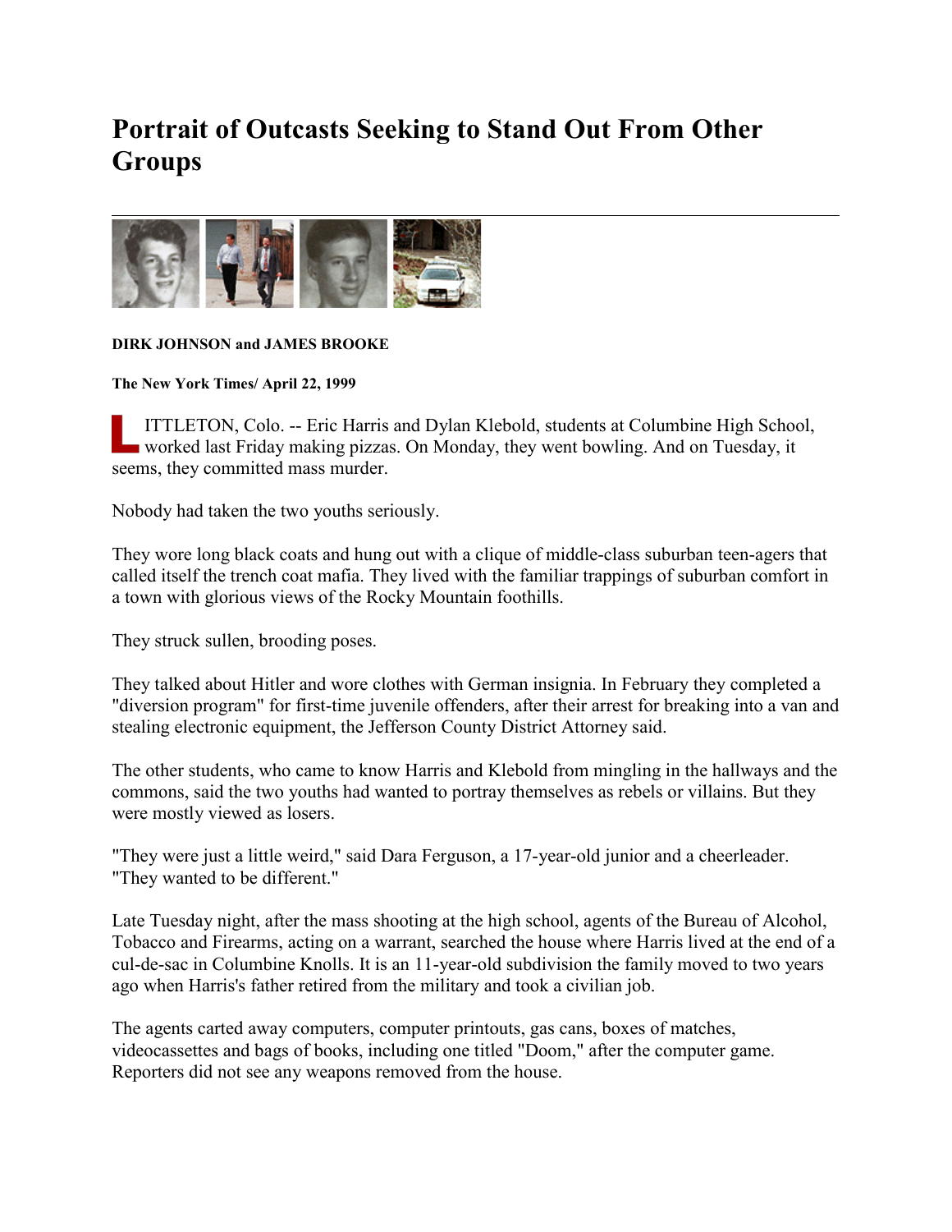# Portrait of Outcasts Seeking to Stand Out From Other Groups

**DIRK JOHNSON and JAMES BROOKE**

**The New York Times/ April 22, 1999**

LITTLETON, Colo. -- Eric Harris and Dylan Klebold, students at Columbine High School, worked last Friday making pizzas. On Monday, they went bowling. And on Tuesday, it seems, they committed mass murder.

Nobody had taken the two youths seriously.

They wore long black coats and hung out with a clique of middle-class suburban teen-agers that called itself the trench coat mafia. They lived with the familiar trappings of suburban comfort in a town with glorious views of the Rocky Mountain foothills.

They struck sullen, brooding poses.

They talked about Hitler and wore clothes with German insignia. In February they completed a "diversion program" for first-time juvenile offenders, after their arrest for breaking into a van and stealing electronic equipment, the Jefferson County District Attorney said.

The other students, who came to know Harris and Klebold from mingling in the hallways and the commons, said the two youths had wanted to portray themselves as rebels or villains. But they were mostly viewed as losers.

"They were just a little weird," said Dara Ferguson, a 17-year-old junior and a cheerleader. "They wanted to be different."

Late Tuesday night, after the mass shooting at the high school, agents of the Bureau of Alcohol, Tobacco and Firearms, acting on a warrant, searched the house where Harris lived at the end of a cul-de-sac in Columbine Knolls. It is an 11-year-old subdivision the family moved to two years ago when Harris's father retired from the military and took a civilian job.

The agents carted away computers, computer printouts, gas cans, boxes of matches, videocassettes and bags of books, including one titled "Doom," after the computer game. Reporters did not see any weapons removed from the house.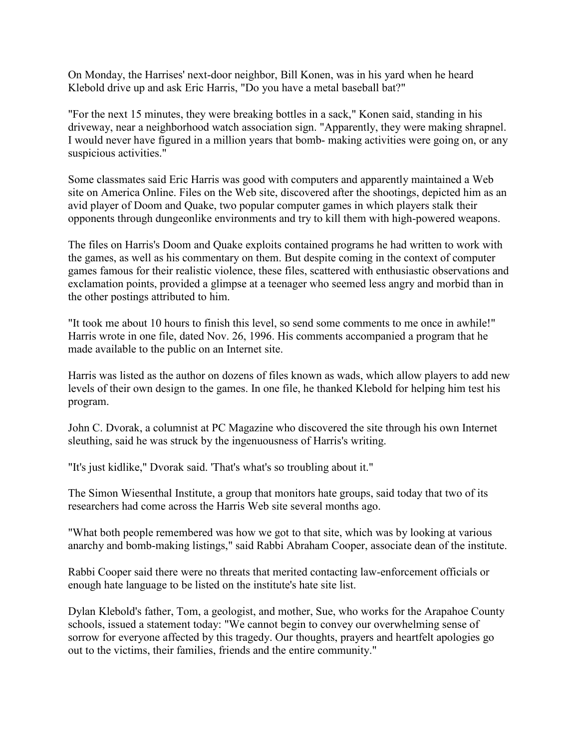On Monday, the Harrises' next-door neighbor, Bill Konen, was in his yard when he heard Klebold drive up and ask Eric Harris, "Do you have a metal baseball bat?"

"For the next 15 minutes, they were breaking bottles in a sack," Konen said, standing in his driveway, near a neighborhood watch association sign. "Apparently, they were making shrapnel. I would never have figured in a million years that bomb- making activities were going on, or any suspicious activities."

Some classmates said Eric Harris was good with computers and apparently maintained a Web site on America Online. Files on the Web site, discovered after the shootings, depicted him as an avid player of Doom and Quake, two popular computer games in which players stalk their opponents through dungeonlike environments and try to kill them with high-powered weapons.

The files on Harris's Doom and Quake exploits contained programs he had written to work with the games, as well as his commentary on them. But despite coming in the context of computer games famous for their realistic violence, these files, scattered with enthusiastic observations and exclamation points, provided a glimpse at a teenager who seemed less angry and morbid than in the other postings attributed to him.

"It took me about 10 hours to finish this level, so send some comments to me once in awhile!" Harris wrote in one file, dated Nov. 26, 1996. His comments accompanied a program that he made available to the public on an Internet site.

Harris was listed as the author on dozens of files known as wads, which allow players to add new levels of their own design to the games. In one file, he thanked Klebold for helping him test his program.

John C. Dvorak, a columnist at PC Magazine who discovered the site through his own Internet sleuthing, said he was struck by the ingenuousness of Harris's writing.

"It's just kidlike," Dvorak said. 'That's what's so troubling about it."

The Simon Wiesenthal Institute, a group that monitors hate groups, said today that two of its researchers had come across the Harris Web site several months ago.

"What both people remembered was how we got to that site, which was by looking at various anarchy and bomb-making listings," said Rabbi Abraham Cooper, associate dean of the institute.

Rabbi Cooper said there were no threats that merited contacting law-enforcement officials or enough hate language to be listed on the institute's hate site list.

Dylan Klebold's father, Tom, a geologist, and mother, Sue, who works for the Arapahoe County schools, issued a statement today: "We cannot begin to convey our overwhelming sense of sorrow for everyone affected by this tragedy. Our thoughts, prayers and heartfelt apologies go out to the victims, their families, friends and the entire community."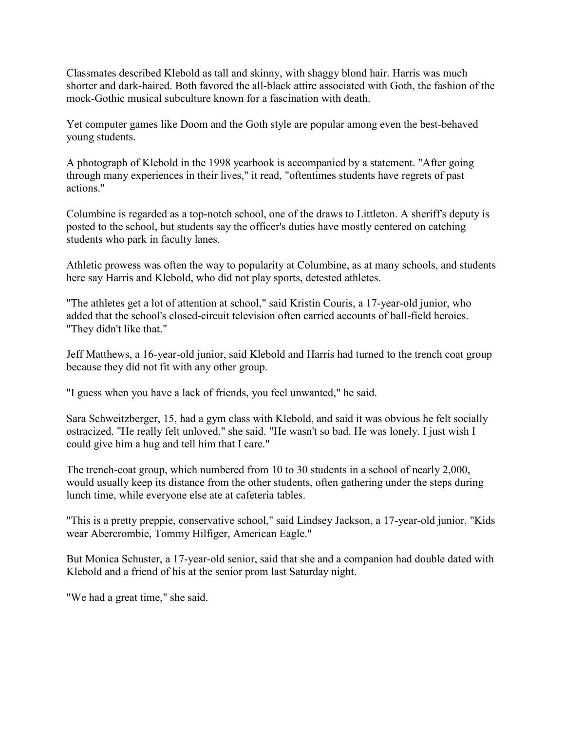Classmates described Klebold as tall and skinny, with shaggy blond hair. Harris was much shorter and dark-haired. Both favored the all-black attire associated with Goth, the fashion of the mock-Gothic musical subculture known for a fascination with death.

Yet computer games like Doom and the Goth style are popular among even the best-behaved young students.

A photograph of Klebold in the 1998 yearbook is accompanied by a statement. "After going through many experiences in their lives," it read, "oftentimes students have regrets of past actions."

Columbine is regarded as a top-notch school, one of the draws to Littleton. A sheriff's deputy is posted to the school, but students say the officer's duties have mostly centered on catching students who park in faculty lanes.

Athletic prowess was often the way to popularity at Columbine, as at many schools, and students here say Harris and Klebold, who did not play sports, detested athletes.

"The athletes get a lot of attention at school," said Kristin Couris, a 17-year-old junior, who added that the school's closed-circuit television often carried accounts of ball-field heroics. "They didn't like that."

Jeff Matthews, a 16-year-old junior, said Klebold and Harris had turned to the trench coat group because they did not fit with any other group.

"I guess when you have a lack of friends, you feel unwanted," he said.

Sara Schweitzberger, 15, had a gym class with Klebold, and said it was obvious he felt socially ostracized. "He really felt unloved," she said. "He wasn't so bad. He was lonely. I just wish I could give him a hug and tell him that I care."

The trench-coat group, which numbered from 10 to 30 students in a school of nearly 2,000, would usually keep its distance from the other students, often gathering under the steps during lunch time, while everyone else ate at cafeteria tables.

"This is a pretty preppie, conservative school," said Lindsey Jackson, a 17-year-old junior. "Kids wear Abercrombie, Tommy Hilfiger, American Eagle."

But Monica Schuster, a 17-year-old senior, said that she and a companion had double dated with Klebold and a friend of his at the senior prom last Saturday night.

"We had a great time," she said.